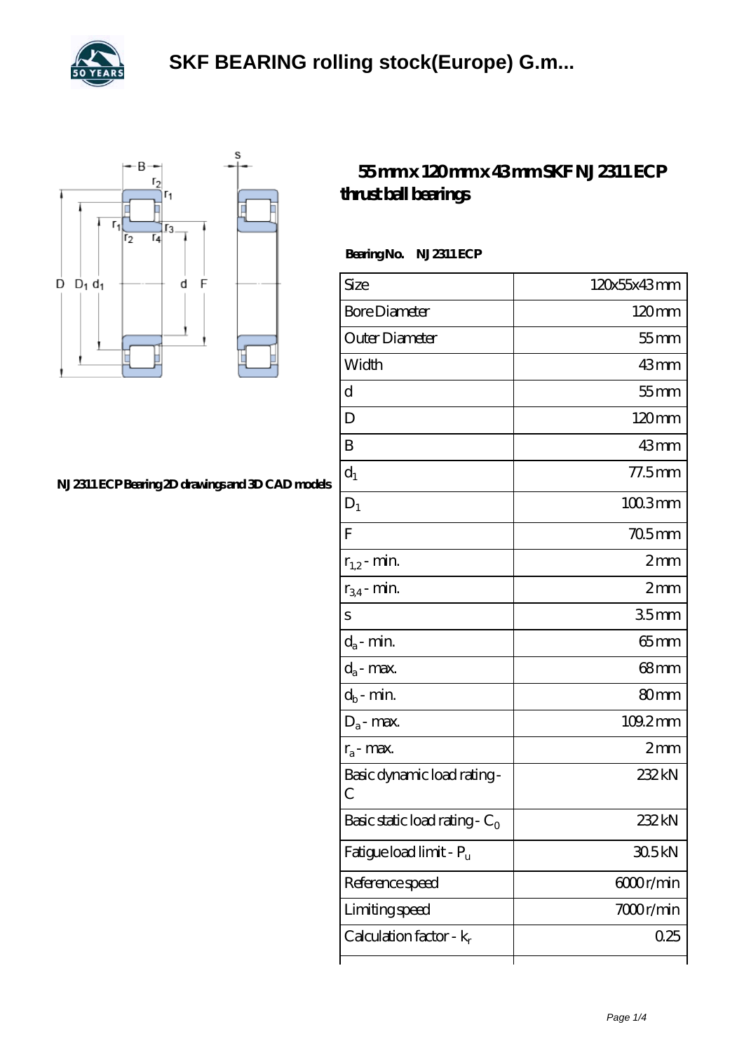# SKF BEARING rolling stock(Europe) G.m...

## 55 mm x 120 mm x 43 mm SKF NJ 2311 ECP thrust ball bearings

NJ 2311 ECP Bearing 2D drawings and 3D CAD models

**Bearing No.** NJ 2311 ECP

| Size | 120x55x43 mm |
|---|---|
| Bore Diameter | 120 mm |
| Outer Diameter | 55 mm |
| Width | 43 mm |
| d | 55 mm |
| D | 120 mm |
| B | 43 mm |
| $d_1$ | 77.5 mm |
| $D_1$ | 100.3 mm |
| F | 70.5 mm |
| $r_{1,2}$ - min. | 2 mm |
| $r_{3,4}$ - min. | 2 mm |
| s | 3.5 mm |
| $d_a$ - min. | 65 mm |
| $d_a$ - max. | 68 mm |
| $d_b$ - min. | 80 mm |
| $D_a$ - max. | 109.2 mm |
| $r_a$ - max. | 2 mm |
| Basic dynamic load rating - C | 232 kN |
| Basic static load rating - $C_0$ | 232 kN |
| Fatigue load limit - $P_u$ | 30.5 kN |
| Reference speed | 6000 r/min |
| Limiting speed | 7000 r/min |
| Calculation factor - $k_r$ | 0.25 |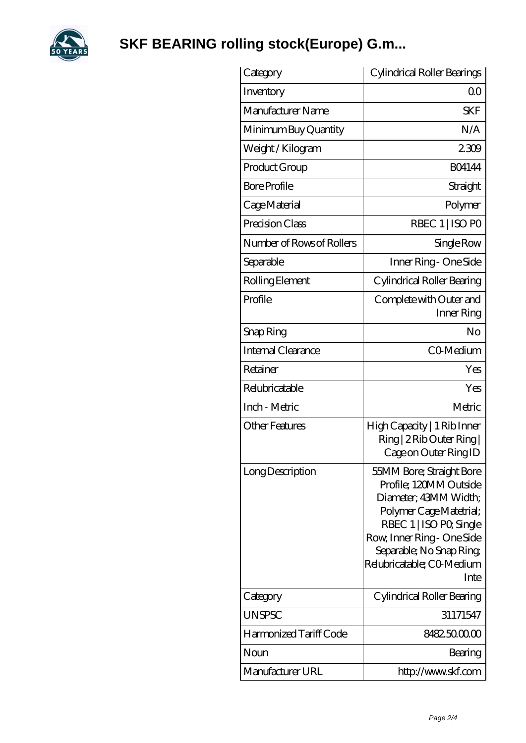# SKF BEARING rolling stock(Europe) G.m...

| Category | Cylindrical Roller Bearings |
|---|---|
| Inventory | 0.0 |
| Manufacturer Name | SKF |
| Minimum Buy Quantity | N/A |
| Weight / Kilogram | 2.309 |
| Product Group | B04144 |
| Bore Profile | Straight |
| Cage Material | Polymer |
| Precision Class | RBEC 1 \| ISO P0 |
| Number of Rows of Rollers | Single Row |
| Separable | Inner Ring - One Side |
| Rolling Element | Cylindrical Roller Bearing |
| Profile | Complete with Outer and Inner Ring |
| Snap Ring | No |
| Internal Clearance | C0-Medium |
| Retainer | Yes |
| Relubricatable | Yes |
| Inch - Metric | Metric |
| Other Features | High Capacity \| 1 Rib Inner Ring \| 2 Rib Outer Ring \| Cage on Outer Ring ID |
| Long Description | 55MM Bore; Straight Bore Profile; 120MM Outside Diameter; 43MM Width; Polymer Cage Matetrial; RBEC 1 \| ISO P0; Single Row; Inner Ring - One Side Separable; No Snap Ring; Relubricatable; C0-Medium Inte |
| Category | Cylindrical Roller Bearing |
| UNSPSC | 31171547 |
| Harmonized Tariff Code | 8482.50.00.00 |
| Noun | Bearing |
| Manufacturer URL | http://www.skf.com |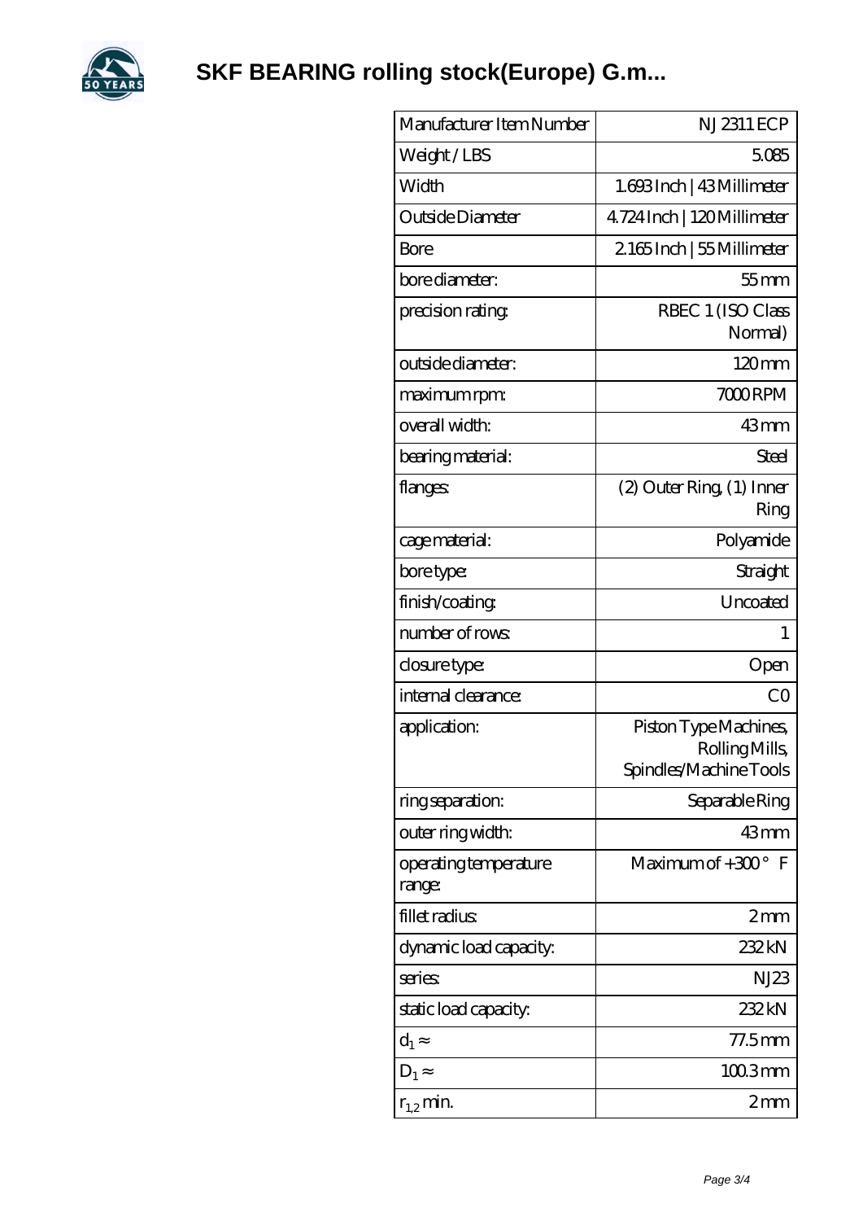# SKF BEARING rolling stock(Europe) G.m...

| Manufacturer Item Number | NJ 2311 ECP |
| --- | --- |
| Weight / LBS | 5.085 |
| Width | 1.693 Inch \| 43 Millimeter |
| Outside Diameter | 4.724 Inch \| 120 Millimeter |
| Bore | 2.165 Inch \| 55 Millimeter |
| bore diameter: | 55 mm |
| precision rating: | RBEC 1 (ISO Class Normal) |
| outside diameter: | 120 mm |
| maximum rpm: | 7000 RPM |
| overall width: | 43 mm |
| bearing material: | Steel |
| flanges: | (2) Outer Ring, (1) Inner Ring |
| cage material: | Polyamide |
| bore type: | Straight |
| finish/coating: | Uncoated |
| number of rows: | 1 |
| closure type: | Open |
| internal clearance: | C0 |
| application: | Piston Type Machines, Rolling Mills, Spindles/Machine Tools |
| ring separation: | Separable Ring |
| outer ring width: | 43 mm |
| operating temperature range: | Maximum of +300 ° F |
| fillet radius: | 2 mm |
| dynamic load capacity: | 232 kN |
| series: | NJ23 |
| static load capacity: | 232 kN |
| $d_1 \approx$ | 77.5 mm |
| $D_1 \approx$ | 100.3 mm |
| $r_{1,2}$ min. | 2 mm |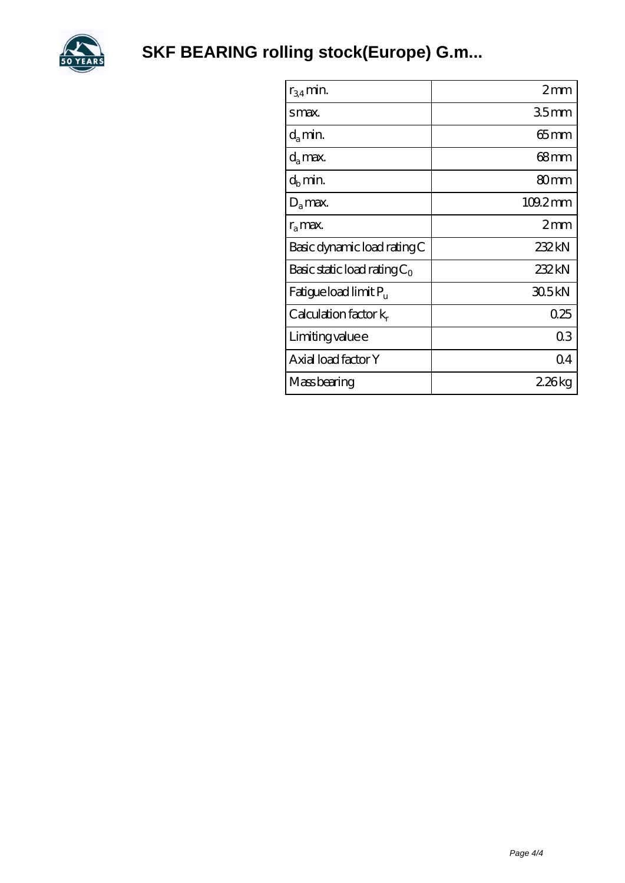# SKF BEARING rolling stock(Europe) G.m...

| | |
|---|---|
| $r_{3,4}$ min. | 2 mm |
| s max. | 3.5 mm |
| $d_a$ min. | 65 mm |
| $d_a$ max. | 68 mm |
| $d_b$ min. | 80 mm |
| $D_a$ max. | 109.2 mm |
| $r_a$ max. | 2 mm |
| Basic dynamic load rating C | 232 kN |
| Basic static load rating $C_0$ | 232 kN |
| Fatigue load limit $P_u$ | 30.5 kN |
| Calculation factor $k_r$ | 0.25 |
| Limiting value e | 0.3 |
| Axial load factor Y | 0.4 |
| Mass bearing | 2.26 kg |